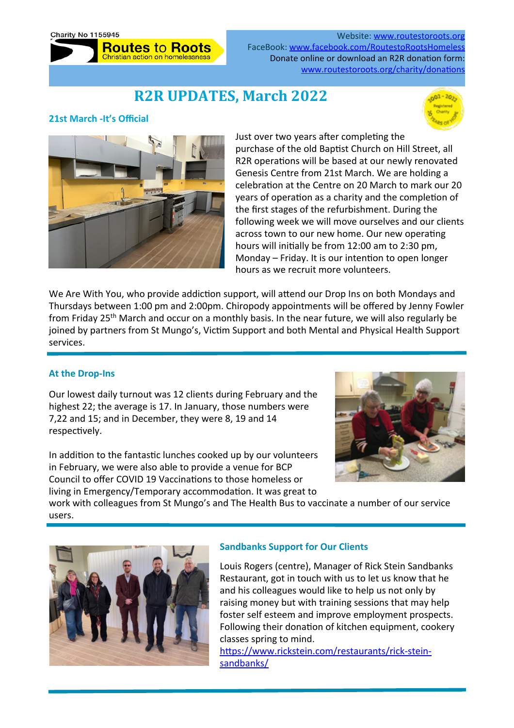Charity No 1155945

**Routes to Roots**
Christian action on homelessness

Website: www.routestoroots.org
FaceBook: www.facebook.com/RoutestoRootsHomeless
Donate online or download an R2R donation form: www.routestoroots.org/charity/donations

# R2R UPDATES, March 2022

2002 - 2022 Registered Charity 20 YEARS OF HOPE

## 21st March -It's Official

Just over two years after completing the purchase of the old Baptist Church on Hill Street, all R2R operations will be based at our newly renovated Genesis Centre from 21st March. We are holding a celebration at the Centre on 20 March to mark our 20 years of operation as a charity and the completion of the first stages of the refurbishment. During the following week we will move ourselves and our clients across town to our new home. Our new operating hours will initially be from 12:00 am to 2:30 pm, Monday – Friday. It is our intention to open longer hours as we recruit more volunteers.

We Are With You, who provide addiction support, will attend our Drop Ins on both Mondays and Thursdays between 1:00 pm and 2:00pm. Chiropody appointments will be offered by Jenny Fowler from Friday 25th March and occur on a monthly basis. In the near future, we will also regularly be joined by partners from St Mungo's, Victim Support and both Mental and Physical Health Support services.

## At the Drop-Ins

Our lowest daily turnout was 12 clients during February and the highest 22; the average is 17. In January, those numbers were 7,22 and 15; and in December, they were 8, 19 and 14 respectively.

In addition to the fantastic lunches cooked up by our volunteers in February, we were also able to provide a venue for BCP Council to offer COVID 19 Vaccinations to those homeless or living in Emergency/Temporary accommodation. It was great to work with colleagues from St Mungo's and The Health Bus to vaccinate a number of our service users.

## Sandbanks Support for Our Clients

Louis Rogers (centre), Manager of Rick Stein Sandbanks Restaurant, got in touch with us to let us know that he and his colleagues would like to help us not only by raising money but with training sessions that may help foster self esteem and improve employment prospects. Following their donation of kitchen equipment, cookery classes spring to mind.
https://www.rickstein.com/restaurants/rick-stein-sandbanks/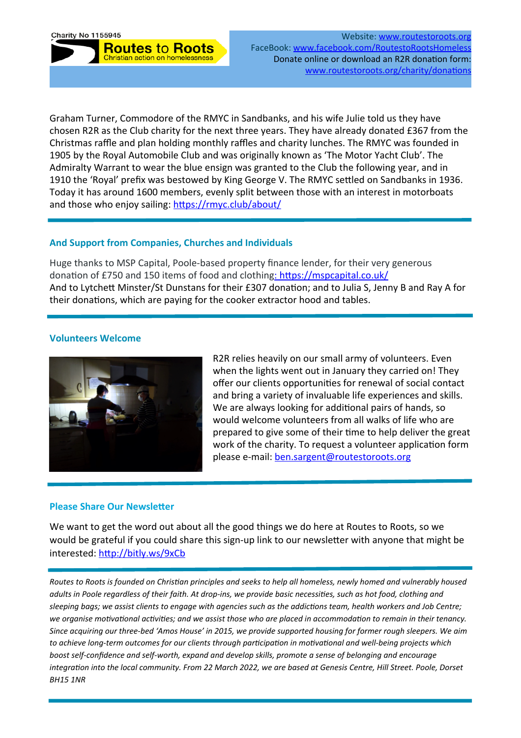Charity No 1155945

**Routes to Roots**
Christian action on homelessness

Website: www.routestoroots.org
FaceBook: www.facebook.com/RoutestoRootsHomeless
Donate online or download an R2R donation form: www.routestoroots.org/charity/donations

Graham Turner, Commodore of the RMYC in Sandbanks, and his wife Julie told us they have chosen R2R as the Club charity for the next three years. They have already donated £367 from the Christmas raffle and plan holding monthly raffles and charity lunches. The RMYC was founded in 1905 by the Royal Automobile Club and was originally known as 'The Motor Yacht Club'. The Admiralty Warrant to wear the blue ensign was granted to the Club the following year, and in 1910 the 'Royal' prefix was bestowed by King George V. The RMYC settled on Sandbanks in 1936. Today it has around 1600 members, evenly split between those with an interest in motorboats and those who enjoy sailing: https://rmyc.club/about/

## And Support from Companies, Churches and Individuals

Huge thanks to MSP Capital, Poole-based property finance lender, for their very generous donation of £750 and 150 items of food and clothing: https://mspcapital.co.uk/
And to Lytchett Minster/St Dunstans for their £307 donation; and to Julia S, Jenny B and Ray A for their donations, which are paying for the cooker extractor hood and tables.

## Volunteers Welcome

R2R relies heavily on our small army of volunteers. Even when the lights went out in January they carried on! They offer our clients opportunities for renewal of social contact and bring a variety of invaluable life experiences and skills. We are always looking for additional pairs of hands, so would welcome volunteers from all walks of life who are prepared to give some of their time to help deliver the great work of the charity. To request a volunteer application form please e-mail: ben.sargent@routestoroots.org

## Please Share Our Newsletter

We want to get the word out about all the good things we do here at Routes to Roots, so we would be grateful if you could share this sign-up link to our newsletter with anyone that might be interested: http://bitly.ws/9xCb

*Routes to Roots is founded on Christian principles and seeks to help all homeless, newly homed and vulnerably housed adults in Poole regardless of their faith. At drop-ins, we provide basic necessities, such as hot food, clothing and sleeping bags; we assist clients to engage with agencies such as the addictions team, health workers and Job Centre; we organise motivational activities; and we assist those who are placed in accommodation to remain in their tenancy. Since acquiring our three-bed 'Amos House' in 2015, we provide supported housing for former rough sleepers. We aim to achieve long-term outcomes for our clients through participation in motivational and well-being projects which boost self-confidence and self-worth, expand and develop skills, promote a sense of belonging and encourage integration into the local community. From 22 March 2022, we are based at Genesis Centre, Hill Street. Poole, Dorset BH15 1NR*